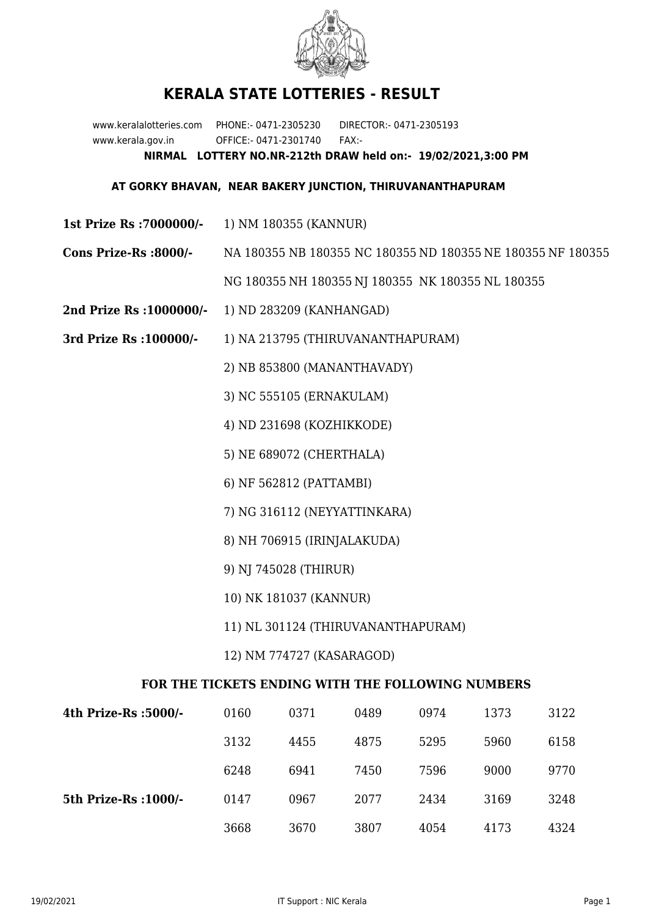# KERALA STATE LOTTERIES - RESULT

www.keralalotteries.com PHONE:- 0471-2305230 DIRECTOR:- 0471-2305193
www.kerala.gov.in OFFICE:- 0471-2301740 FAX:-

**NIRMAL LOTTERY NO.NR-212th DRAW held on:- 19/02/2021,3:00 PM**

**AT GORKY BHAVAN, NEAR BAKERY JUNCTION, THIRUVANANTHAPURAM**

**1st Prize Rs :7000000/-** 1) NM 180355 (KANNUR)

**Cons Prize-Rs :8000/-** NA 180355 NB 180355 NC 180355 ND 180355 NE 180355 NF 180355 NG 180355 NH 180355 NJ 180355 NK 180355 NL 180355

**2nd Prize Rs :1000000/-** 1) ND 283209 (KANHANGAD)

**3rd Prize Rs :100000/-**

1) NA 213795 (THIRUVANANTHAPURAM)
2) NB 853800 (MANANTHAVADY)
3) NC 555105 (ERNAKULAM)
4) ND 231698 (KOZHIKKODE)
5) NE 689072 (CHERTHALA)
6) NF 562812 (PATTAMBI)
7) NG 316112 (NEYYATTINKARA)
8) NH 706915 (IRINJALAKUDA)
9) NJ 745028 (THIRUR)
10) NK 181037 (KANNUR)
11) NL 301124 (THIRUVANANTHAPURAM)
12) NM 774727 (KASARAGOD)

### FOR THE TICKETS ENDING WITH THE FOLLOWING NUMBERS

| | | | | | | |
|---|---|---|---|---|---|---|
| **4th Prize-Rs :5000/-** | 0160 | 0371 | 0489 | 0974 | 1373 | 3122 |
| | 3132 | 4455 | 4875 | 5295 | 5960 | 6158 |
| | 6248 | 6941 | 7450 | 7596 | 9000 | 9770 |
| **5th Prize-Rs :1000/-** | 0147 | 0967 | 2077 | 2434 | 3169 | 3248 |
| | 3668 | 3670 | 3807 | 4054 | 4173 | 4324 |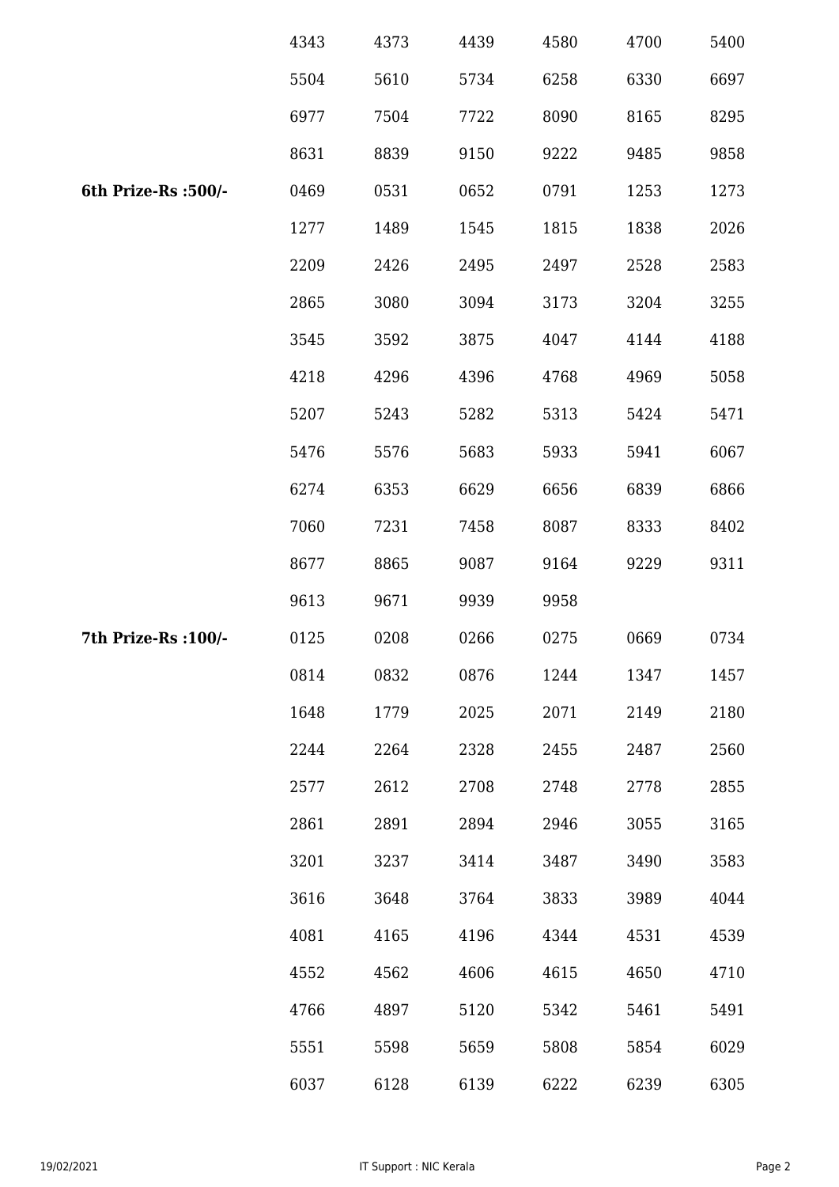| | | | | | | |
|---|---|---|---|---|---|---|
| | 4343 | 4373 | 4439 | 4580 | 4700 | 5400 |
| | 5504 | 5610 | 5734 | 6258 | 6330 | 6697 |
| | 6977 | 7504 | 7722 | 8090 | 8165 | 8295 |
| | 8631 | 8839 | 9150 | 9222 | 9485 | 9858 |
| **6th Prize-Rs :500/-** | 0469 | 0531 | 0652 | 0791 | 1253 | 1273 |
| | 1277 | 1489 | 1545 | 1815 | 1838 | 2026 |
| | 2209 | 2426 | 2495 | 2497 | 2528 | 2583 |
| | 2865 | 3080 | 3094 | 3173 | 3204 | 3255 |
| | 3545 | 3592 | 3875 | 4047 | 4144 | 4188 |
| | 4218 | 4296 | 4396 | 4768 | 4969 | 5058 |
| | 5207 | 5243 | 5282 | 5313 | 5424 | 5471 |
| | 5476 | 5576 | 5683 | 5933 | 5941 | 6067 |
| | 6274 | 6353 | 6629 | 6656 | 6839 | 6866 |
| | 7060 | 7231 | 7458 | 8087 | 8333 | 8402 |
| | 8677 | 8865 | 9087 | 9164 | 9229 | 9311 |
| | 9613 | 9671 | 9939 | 9958 | | |
| **7th Prize-Rs :100/-** | 0125 | 0208 | 0266 | 0275 | 0669 | 0734 |
| | 0814 | 0832 | 0876 | 1244 | 1347 | 1457 |
| | 1648 | 1779 | 2025 | 2071 | 2149 | 2180 |
| | 2244 | 2264 | 2328 | 2455 | 2487 | 2560 |
| | 2577 | 2612 | 2708 | 2748 | 2778 | 2855 |
| | 2861 | 2891 | 2894 | 2946 | 3055 | 3165 |
| | 3201 | 3237 | 3414 | 3487 | 3490 | 3583 |
| | 3616 | 3648 | 3764 | 3833 | 3989 | 4044 |
| | 4081 | 4165 | 4196 | 4344 | 4531 | 4539 |
| | 4552 | 4562 | 4606 | 4615 | 4650 | 4710 |
| | 4766 | 4897 | 5120 | 5342 | 5461 | 5491 |
| | 5551 | 5598 | 5659 | 5808 | 5854 | 6029 |
| | 6037 | 6128 | 6139 | 6222 | 6239 | 6305 |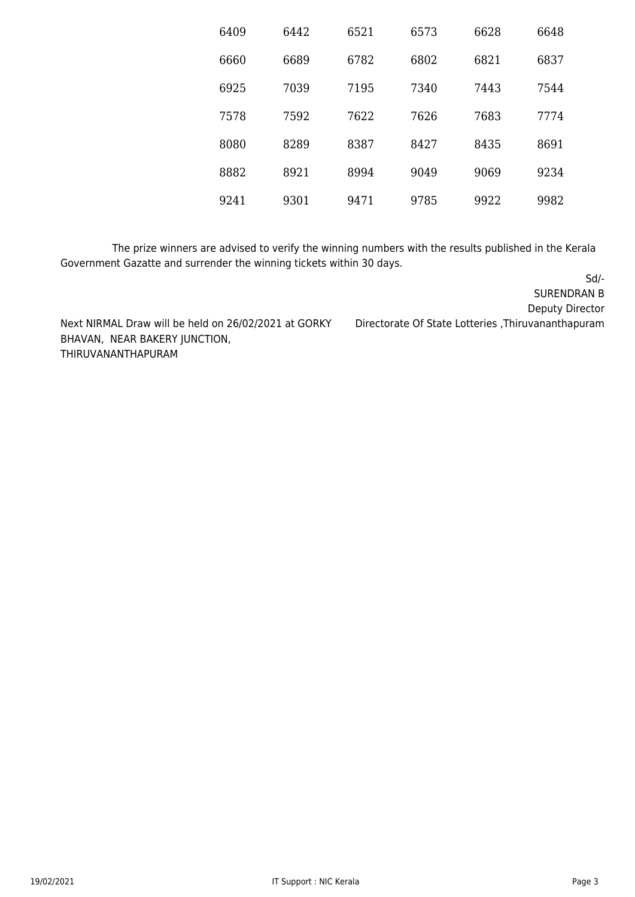| | | | | | |
|---|---|---|---|---|---|
| 6409 | 6442 | 6521 | 6573 | 6628 | 6648 |
| 6660 | 6689 | 6782 | 6802 | 6821 | 6837 |
| 6925 | 7039 | 7195 | 7340 | 7443 | 7544 |
| 7578 | 7592 | 7622 | 7626 | 7683 | 7774 |
| 8080 | 8289 | 8387 | 8427 | 8435 | 8691 |
| 8882 | 8921 | 8994 | 9049 | 9069 | 9234 |
| 9241 | 9301 | 9471 | 9785 | 9922 | 9982 |

The prize winners are advised to verify the winning numbers with the results published in the Kerala Government Gazatte and surrender the winning tickets within 30 days.

Sd/-
SURENDRAN B
Deputy Director
Directorate Of State Lotteries ,Thiruvananthapuram

Next NIRMAL Draw will be held on 26/02/2021 at GORKY BHAVAN, NEAR BAKERY JUNCTION, THIRUVANANTHAPURAM